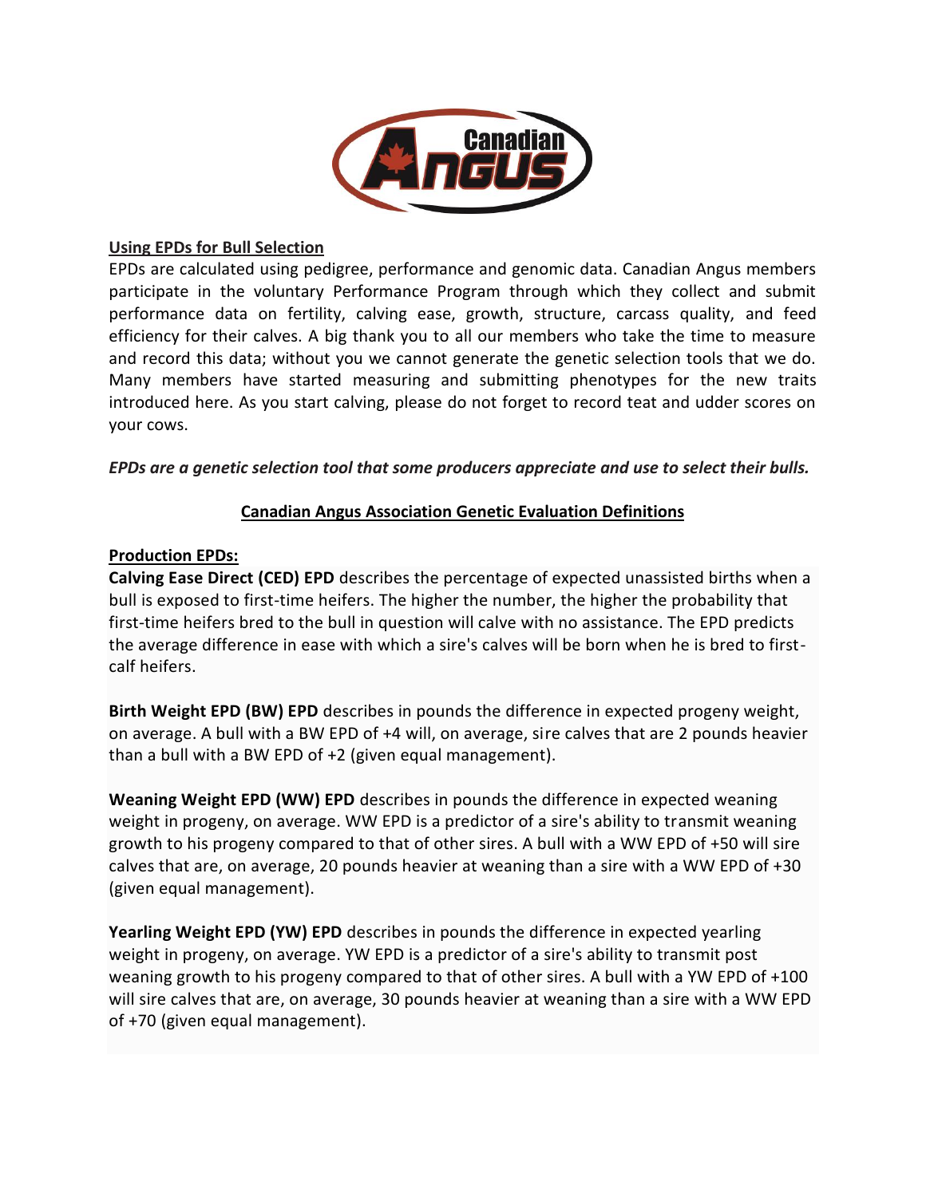## Using EPDs for Bull Selection

EPDs are calculated using pedigree, performance and genomic data. Canadian Angus members participate in the voluntary Performance Program through which they collect and submit performance data on fertility, calving ease, growth, structure, carcass quality, and feed efficiency for their calves. A big thank you to all our members who take the time to measure and record this data; without you we cannot generate the genetic selection tools that we do. Many members have started measuring and submitting phenotypes for the new traits introduced here. As you start calving, please do not forget to record teat and udder scores on your cows.

***EPDs are a genetic selection tool that some producers appreciate and use to select their bulls.***

## Canadian Angus Association Genetic Evaluation Definitions

### Production EPDs:

**Calving Ease Direct (CED) EPD** describes the percentage of expected unassisted births when a bull is exposed to first-time heifers. The higher the number, the higher the probability that first-time heifers bred to the bull in question will calve with no assistance. The EPD predicts the average difference in ease with which a sire's calves will be born when he is bred to first-calf heifers.

**Birth Weight EPD (BW) EPD** describes in pounds the difference in expected progeny weight, on average. A bull with a BW EPD of +4 will, on average, sire calves that are 2 pounds heavier than a bull with a BW EPD of +2 (given equal management).

**Weaning Weight EPD (WW) EPD** describes in pounds the difference in expected weaning weight in progeny, on average. WW EPD is a predictor of a sire's ability to transmit weaning growth to his progeny compared to that of other sires. A bull with a WW EPD of +50 will sire calves that are, on average, 20 pounds heavier at weaning than a sire with a WW EPD of +30 (given equal management).

**Yearling Weight EPD (YW) EPD** describes in pounds the difference in expected yearling weight in progeny, on average. YW EPD is a predictor of a sire's ability to transmit post weaning growth to his progeny compared to that of other sires. A bull with a YW EPD of +100 will sire calves that are, on average, 30 pounds heavier at weaning than a sire with a WW EPD of +70 (given equal management).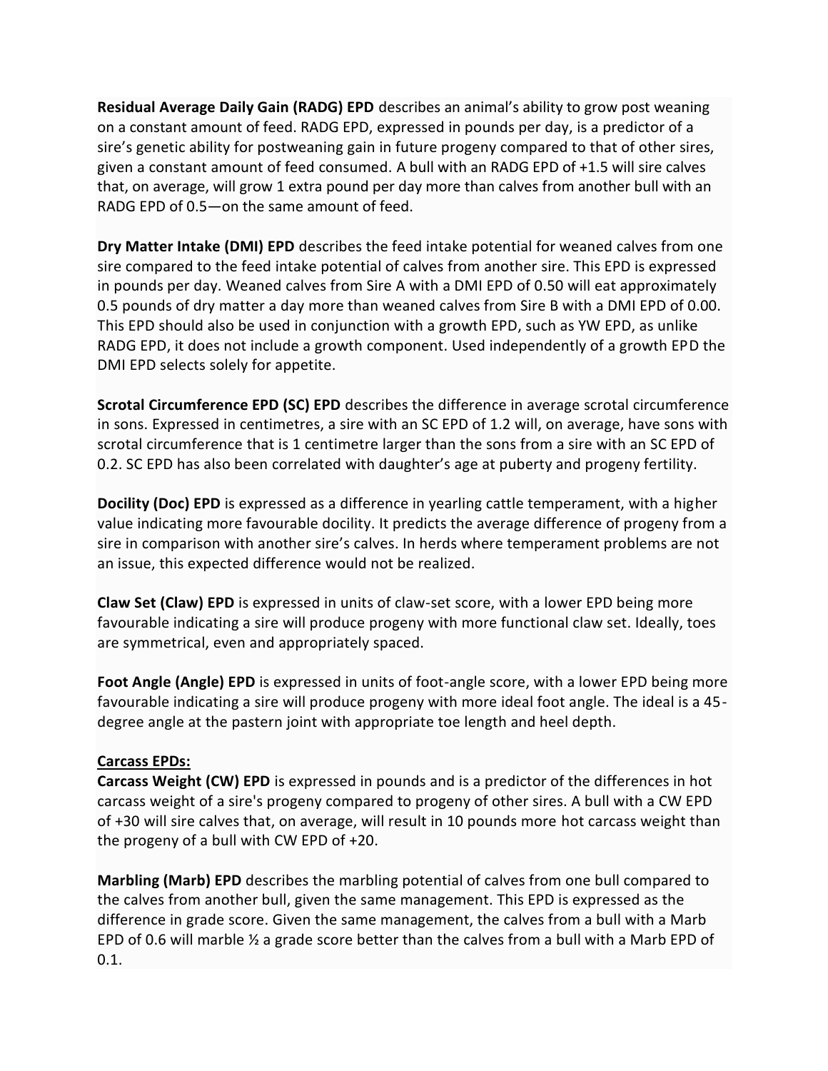**Residual Average Daily Gain (RADG) EPD** describes an animal's ability to grow post weaning on a constant amount of feed. RADG EPD, expressed in pounds per day, is a predictor of a sire's genetic ability for postweaning gain in future progeny compared to that of other sires, given a constant amount of feed consumed. A bull with an RADG EPD of +1.5 will sire calves that, on average, will grow 1 extra pound per day more than calves from another bull with an RADG EPD of 0.5—on the same amount of feed.

**Dry Matter Intake (DMI) EPD** describes the feed intake potential for weaned calves from one sire compared to the feed intake potential of calves from another sire. This EPD is expressed in pounds per day. Weaned calves from Sire A with a DMI EPD of 0.50 will eat approximately 0.5 pounds of dry matter a day more than weaned calves from Sire B with a DMI EPD of 0.00. This EPD should also be used in conjunction with a growth EPD, such as YW EPD, as unlike RADG EPD, it does not include a growth component. Used independently of a growth EPD the DMI EPD selects solely for appetite.

**Scrotal Circumference EPD (SC) EPD** describes the difference in average scrotal circumference in sons. Expressed in centimetres, a sire with an SC EPD of 1.2 will, on average, have sons with scrotal circumference that is 1 centimetre larger than the sons from a sire with an SC EPD of 0.2. SC EPD has also been correlated with daughter's age at puberty and progeny fertility.

**Docility (Doc) EPD** is expressed as a difference in yearling cattle temperament, with a higher value indicating more favourable docility. It predicts the average difference of progeny from a sire in comparison with another sire's calves. In herds where temperament problems are not an issue, this expected difference would not be realized.

**Claw Set (Claw) EPD** is expressed in units of claw-set score, with a lower EPD being more favourable indicating a sire will produce progeny with more functional claw set. Ideally, toes are symmetrical, even and appropriately spaced.

**Foot Angle (Angle) EPD** is expressed in units of foot-angle score, with a lower EPD being more favourable indicating a sire will produce progeny with more ideal foot angle. The ideal is a 45-degree angle at the pastern joint with appropriate toe length and heel depth.

**Carcass EPDs:**

**Carcass Weight (CW) EPD** is expressed in pounds and is a predictor of the differences in hot carcass weight of a sire's progeny compared to progeny of other sires. A bull with a CW EPD of +30 will sire calves that, on average, will result in 10 pounds more hot carcass weight than the progeny of a bull with CW EPD of +20.

**Marbling (Marb) EPD** describes the marbling potential of calves from one bull compared to the calves from another bull, given the same management. This EPD is expressed as the difference in grade score. Given the same management, the calves from a bull with a Marb EPD of 0.6 will marble ½ a grade score better than the calves from a bull with a Marb EPD of 0.1.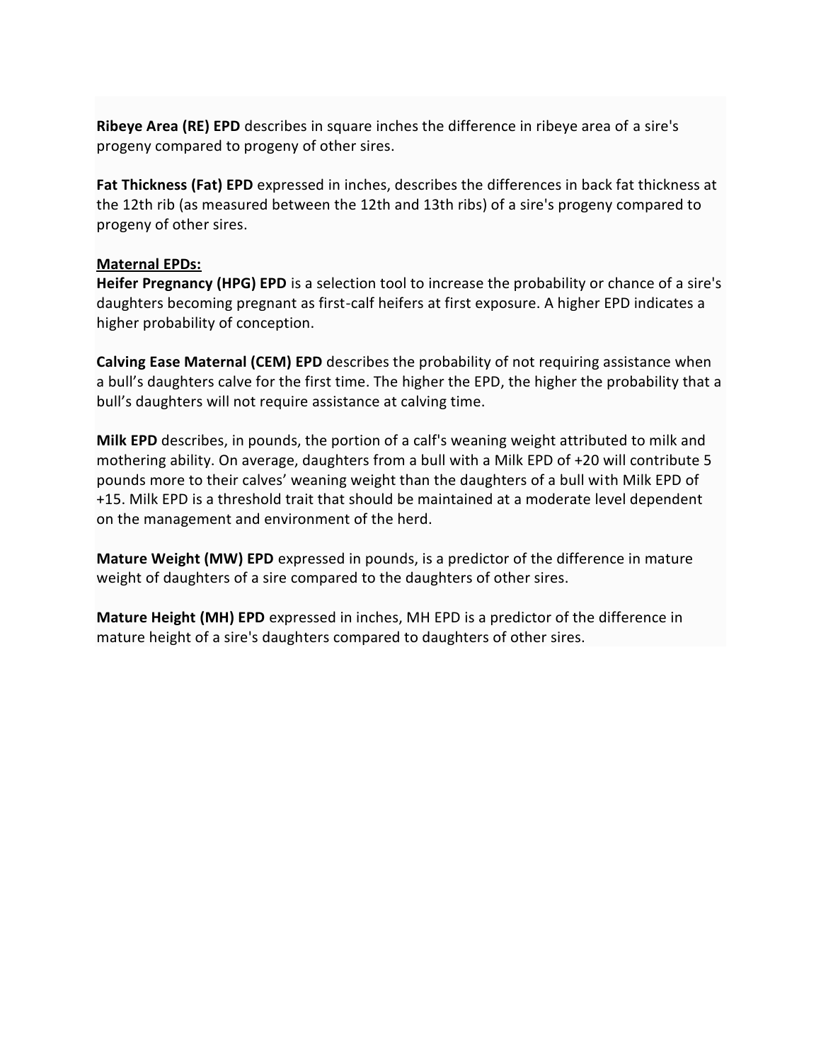**Ribeye Area (RE) EPD** describes in square inches the difference in ribeye area of a sire's progeny compared to progeny of other sires.

**Fat Thickness (Fat) EPD** expressed in inches, describes the differences in back fat thickness at the 12th rib (as measured between the 12th and 13th ribs) of a sire's progeny compared to progeny of other sires.

**Maternal EPDs:**

**Heifer Pregnancy (HPG) EPD** is a selection tool to increase the probability or chance of a sire's daughters becoming pregnant as first-calf heifers at first exposure. A higher EPD indicates a higher probability of conception.

**Calving Ease Maternal (CEM) EPD** describes the probability of not requiring assistance when a bull's daughters calve for the first time. The higher the EPD, the higher the probability that a bull's daughters will not require assistance at calving time.

**Milk EPD** describes, in pounds, the portion of a calf's weaning weight attributed to milk and mothering ability. On average, daughters from a bull with a Milk EPD of +20 will contribute 5 pounds more to their calves' weaning weight than the daughters of a bull with Milk EPD of +15. Milk EPD is a threshold trait that should be maintained at a moderate level dependent on the management and environment of the herd.

**Mature Weight (MW) EPD** expressed in pounds, is a predictor of the difference in mature weight of a sire compared to the daughters of other sires.

**Mature Height (MH) EPD** expressed in inches, MH EPD is a predictor of the difference in mature height of a sire's daughters compared to daughters of other sires.